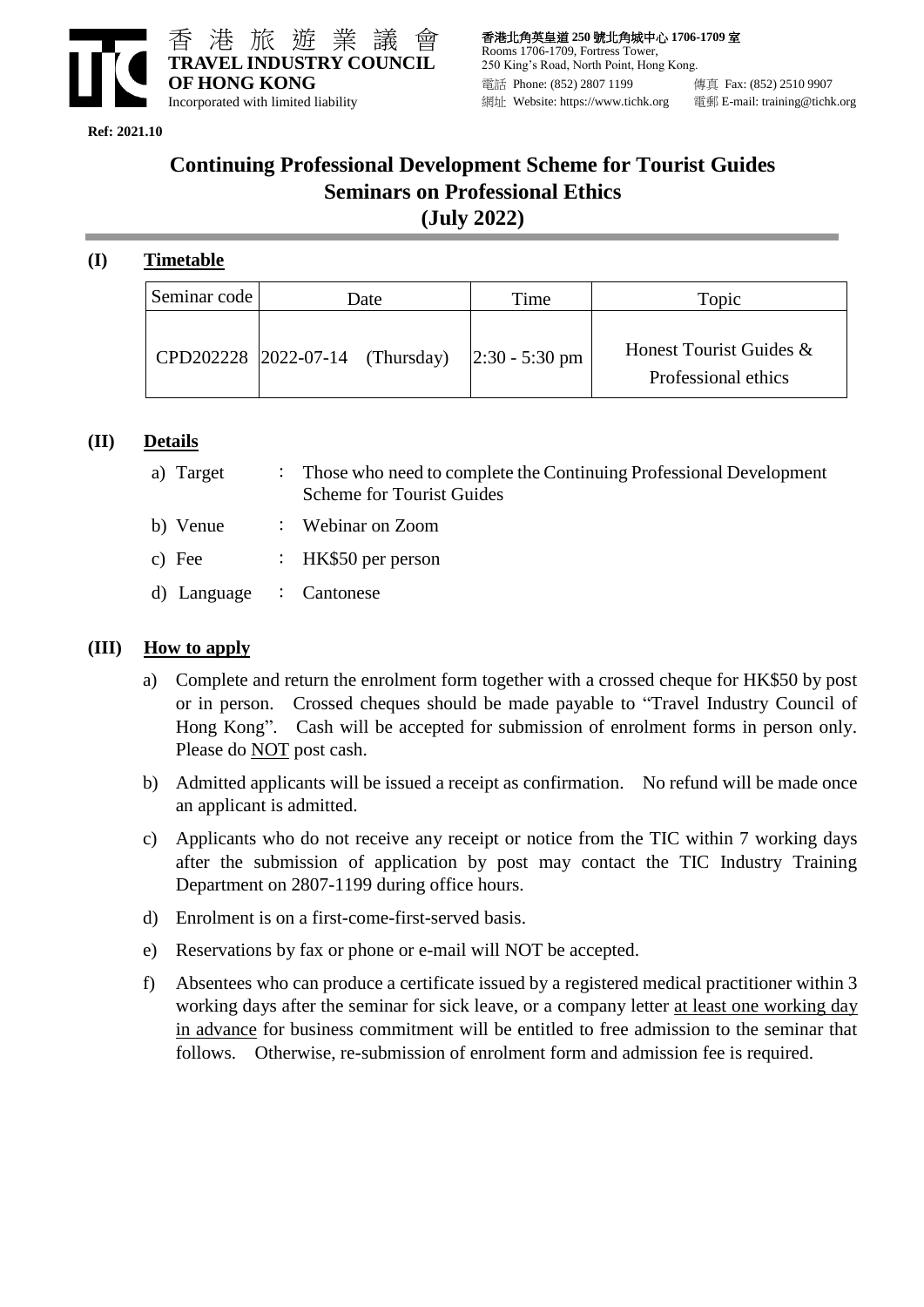香港旅遊業議會
**TRAVEL INDUSTRY COUNCIL OF HONG KONG**
Incorporated with limited liability

**香港北角英皇道 250 號北角城中心 1706-1709 室**
Rooms 1706-1709, Fortress Tower,
250 King's Road, North Point, Hong Kong.
電話 Phone: (852) 2807 1199　　傳真 Fax: (852) 2510 9907
網址 Website: https://www.tichk.org　　電郵 E-mail: training@tichk.org

**Ref: 2021.10**

# Continuing Professional Development Scheme for Tourist Guides
# Seminars on Professional Ethics
# (July 2022)

## (I) Timetable

| Seminar code | Date | Time | Topic |
|---|---|---|---|
| CPD202228 | 2022-07-14 (Thursday) | 2:30 - 5:30 pm | Honest Tourist Guides & Professional ethics |

## (II) Details

a) Target : Those who need to complete the Continuing Professional Development Scheme for Tourist Guides

b) Venue : Webinar on Zoom

c) Fee : HK$50 per person

d) Language : Cantonese

## (III) How to apply

a) Complete and return the enrolment form together with a crossed cheque for HK$50 by post or in person. Crossed cheques should be made payable to "Travel Industry Council of Hong Kong". Cash will be accepted for submission of enrolment forms in person only. Please do NOT post cash.

b) Admitted applicants will be issued a receipt as confirmation. No refund will be made once an applicant is admitted.

c) Applicants who do not receive any receipt or notice from the TIC within 7 working days after the submission of application by post may contact the TIC Industry Training Department on 2807-1199 during office hours.

d) Enrolment is on a first-come-first-served basis.

e) Reservations by fax or phone or e-mail will NOT be accepted.

f) Absentees who can produce a certificate issued by a registered medical practitioner within 3 working days after the seminar for sick leave, or a company letter at least one working day in advance for business commitment will be entitled to free admission to the seminar that follows. Otherwise, re-submission of enrolment form and admission fee is required.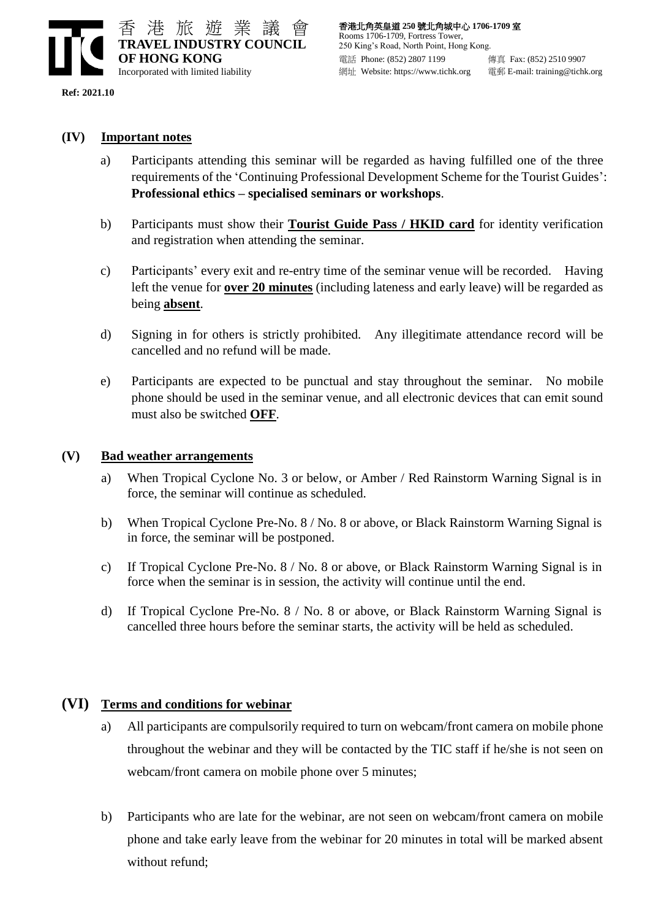Ref: 2021.10

## (IV) Important notes

a) Participants attending this seminar will be regarded as having fulfilled one of the three requirements of the 'Continuing Professional Development Scheme for the Tourist Guides': **Professional ethics – specialised seminars or workshops**.

b) Participants must show their **Tourist Guide Pass / HKID card** for identity verification and registration when attending the seminar.

c) Participants' every exit and re-entry time of the seminar venue will be recorded. Having left the venue for **over 20 minutes** (including lateness and early leave) will be regarded as being **absent**.

d) Signing in for others is strictly prohibited. Any illegitimate attendance record will be cancelled and no refund will be made.

e) Participants are expected to be punctual and stay throughout the seminar. No mobile phone should be used in the seminar venue, and all electronic devices that can emit sound must also be switched **OFF**.

## (V) Bad weather arrangements

a) When Tropical Cyclone No. 3 or below, or Amber / Red Rainstorm Warning Signal is in force, the seminar will continue as scheduled.

b) When Tropical Cyclone Pre-No. 8 / No. 8 or above, or Black Rainstorm Warning Signal is in force, the seminar will be postponed.

c) If Tropical Cyclone Pre-No. 8 / No. 8 or above, or Black Rainstorm Warning Signal is in force when the seminar is in session, the activity will continue until the end.

d) If Tropical Cyclone Pre-No. 8 / No. 8 or above, or Black Rainstorm Warning Signal is cancelled three hours before the seminar starts, the activity will be held as scheduled.

## (VI) Terms and conditions for webinar

a) All participants are compulsorily required to turn on webcam/front camera on mobile phone throughout the webinar and they will be contacted by the TIC staff if he/she is not seen on webcam/front camera on mobile phone over 5 minutes;

b) Participants who are late for the webinar, are not seen on webcam/front camera on mobile phone and take early leave from the webinar for 20 minutes in total will be marked absent without refund;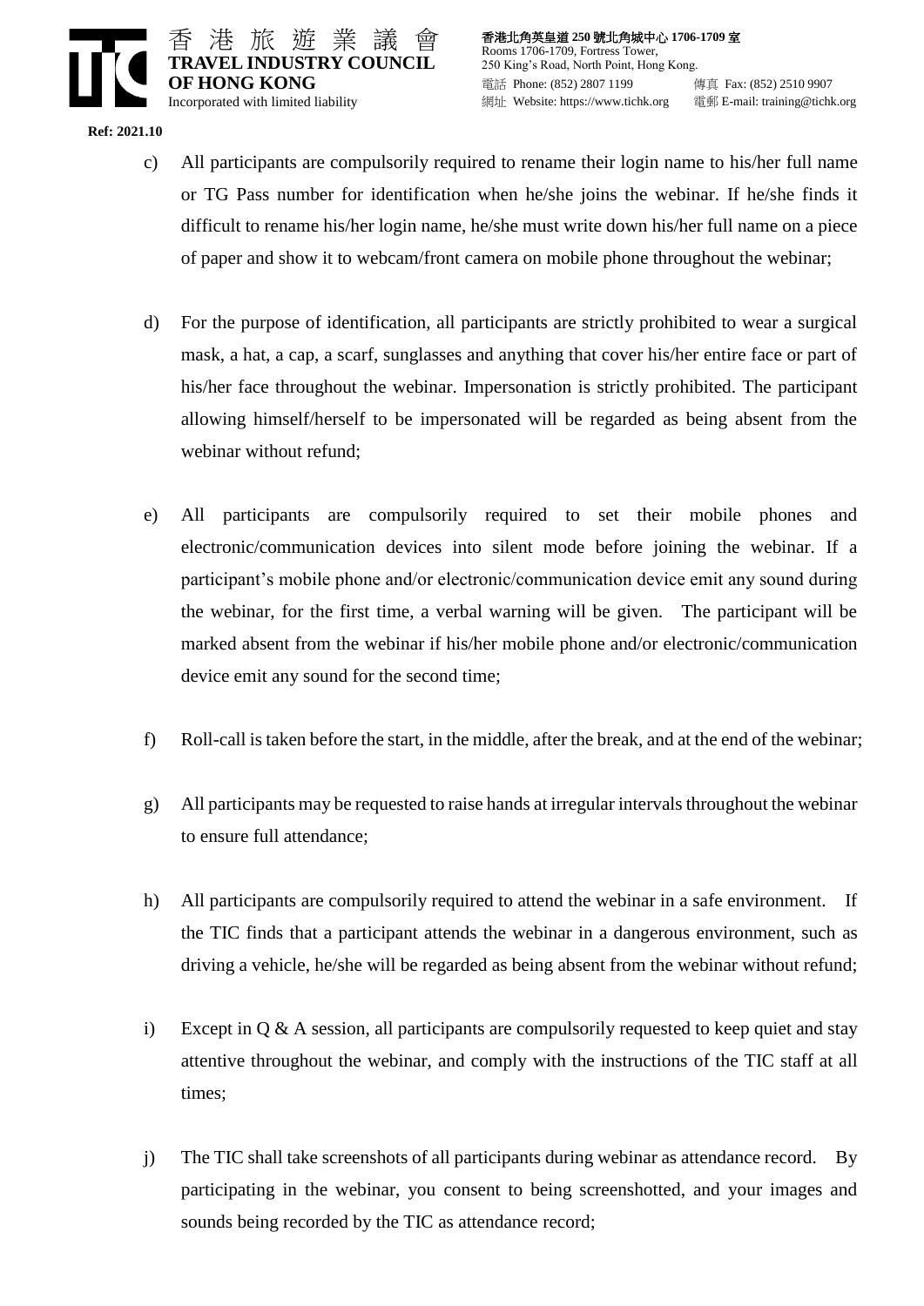c) All participants are compulsorily required to rename their login name to his/her full name or TG Pass number for identification when he/she joins the webinar. If he/she finds it difficult to rename his/her login name, he/she must write down his/her full name on a piece of paper and show it to webcam/front camera on mobile phone throughout the webinar;

d) For the purpose of identification, all participants are strictly prohibited to wear a surgical mask, a hat, a cap, a scarf, sunglasses and anything that cover his/her entire face or part of his/her face throughout the webinar. Impersonation is strictly prohibited. The participant allowing himself/herself to be impersonated will be regarded as being absent from the webinar without refund;

e) All participants are compulsorily required to set their mobile phones and electronic/communication devices into silent mode before joining the webinar. If a participant's mobile phone and/or electronic/communication device emit any sound during the webinar, for the first time, a verbal warning will be given. The participant will be marked absent from the webinar if his/her mobile phone and/or electronic/communication device emit any sound for the second time;

f) Roll-call is taken before the start, in the middle, after the break, and at the end of the webinar;

g) All participants may be requested to raise hands at irregular intervals throughout the webinar to ensure full attendance;

h) All participants are compulsorily required to attend the webinar in a safe environment. If the TIC finds that a participant attends the webinar in a dangerous environment, such as driving a vehicle, he/she will be regarded as being absent from the webinar without refund;

i) Except in Q & A session, all participants are compulsorily requested to keep quiet and stay attentive throughout the webinar, and comply with the instructions of the TIC staff at all times;

j) The TIC shall take screenshots of all participants during webinar as attendance record. By participating in the webinar, you consent to being screenshotted, and your images and sounds being recorded by the TIC as attendance record;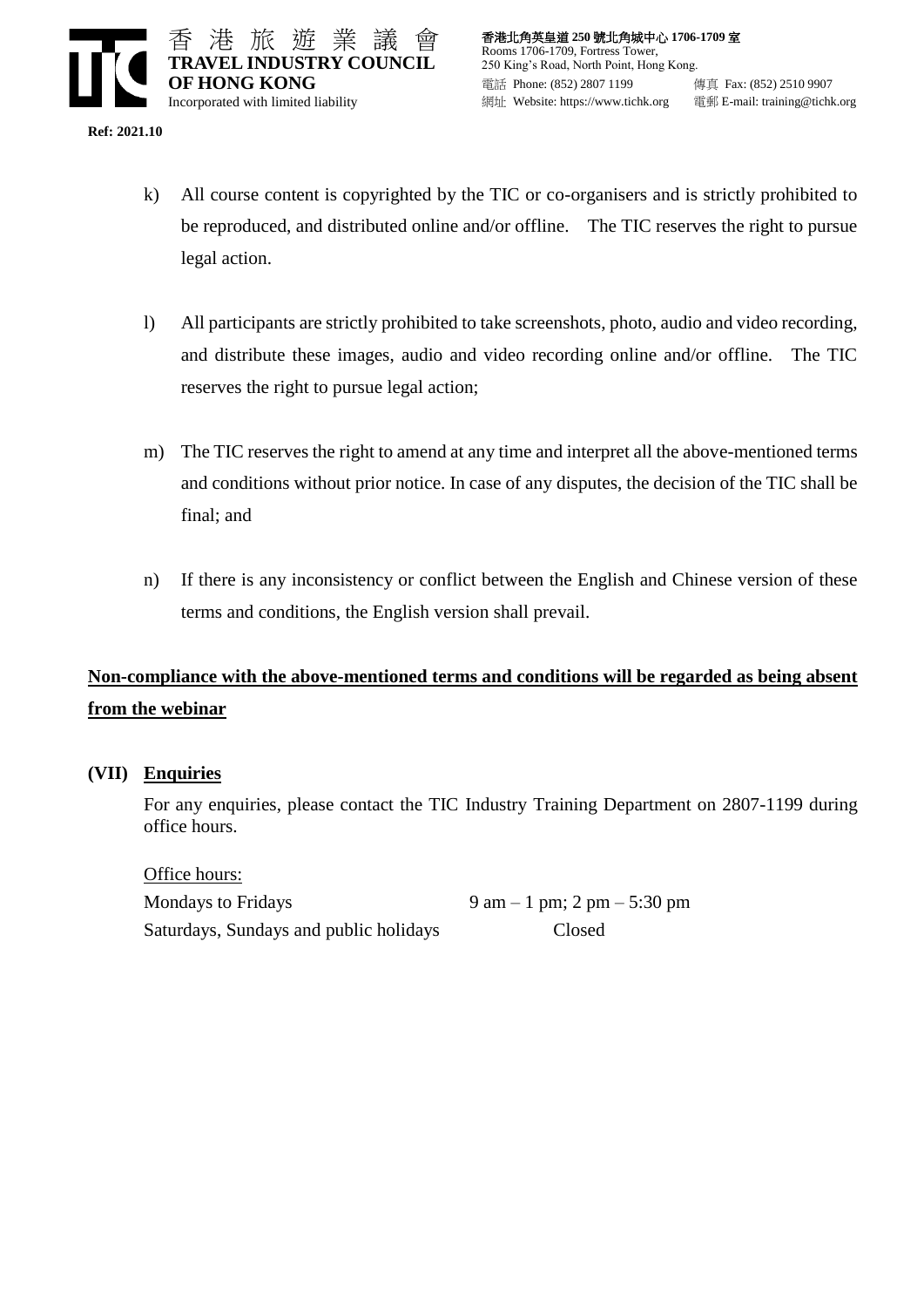Ref: 2021.10

k) All course content is copyrighted by the TIC or co-organisers and is strictly prohibited to be reproduced, and distributed online and/or offline. The TIC reserves the right to pursue legal action.

l) All participants are strictly prohibited to take screenshots, photo, audio and video recording, and distribute these images, audio and video recording online and/or offline. The TIC reserves the right to pursue legal action;

m) The TIC reserves the right to amend at any time and interpret all the above-mentioned terms and conditions without prior notice. In case of any disputes, the decision of the TIC shall be final; and

n) If there is any inconsistency or conflict between the English and Chinese version of these terms and conditions, the English version shall prevail.

**Non-compliance with the above-mentioned terms and conditions will be regarded as being absent from the webinar**

## (VII) Enquiries

For any enquiries, please contact the TIC Industry Training Department on 2807-1199 during office hours.

Office hours:

| | |
|---|---|
| Mondays to Fridays | 9 am – 1 pm; 2 pm – 5:30 pm |
| Saturdays, Sundays and public holidays | Closed |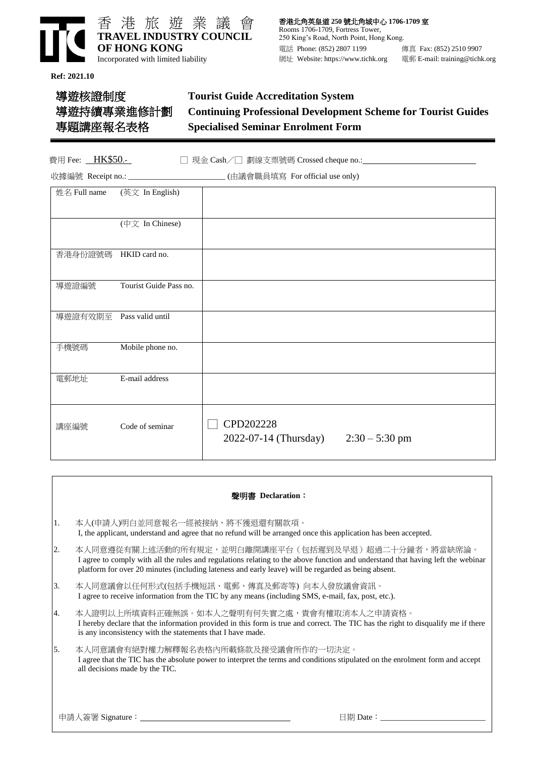香 港 旅 遊 業 議 會
**TRAVEL INDUSTRY COUNCIL OF HONG KONG**
Incorporated with limited liability

**香港北角英皇道 250 號北角城中心 1706-1709 室**
Rooms 1706-1709, Fortress Tower,
250 King's Road, North Point, Hong Kong.
電話 Phone: (852) 2807 1199 傳真 Fax: (852) 2510 9907
網址 Website: https://www.tichk.org 電郵 E-mail: training@tichk.org

**Ref: 2021.10**

# 導遊核證制度 Tourist Guide Accreditation System
# 導遊持續專業進修計劃 Continuing Professional Development Scheme for Tourist Guides
# 專題講座報名表格 Specialised Seminar Enrolment Form

費用 Fee: HK$50.- □ 現金 Cash／□ 劃線支票號碼 Crossed cheque no.:____________

收據編號 Receipt no.: ____________ (由議會職員填寫 For official use only)

| | | |
|---|---|---|
| 姓名 Full name | (英文 In English) | |
| | (中文 In Chinese) | |
| 香港身份證號碼 | HKID card no. | |
| 導遊證編號 | Tourist Guide Pass no. | |
| 導遊證有效期至 | Pass valid until | |
| 手機號碼 | Mobile phone no. | |
| 電郵地址 | E-mail address | |
| 講座編號 | Code of seminar | □ CPD202228<br>2022-07-14 (Thursday) 2:30 – 5:30 pm |

**聲明書 Declaration：**

1. 本人(申請人)明白並同意報名一經被接納，將不獲退還有關款項。
   I, the applicant, understand and agree that no refund will be arranged once this application has been accepted.
2. 本人同意遵從有關上述活動的所有規定，並明白離開講座平台（包括遲到及早退）超過二十分鐘者，將當缺席論。
   I agree to comply with all the rules and regulations relating to the above function and understand that having left the webinar platform for over 20 minutes (including lateness and early leave) will be regarded as being absent.
3. 本人同意議會以任何形式(包括手機短訊、電郵、傳真及郵寄等) 向本人發放議會資訊。
   I agree to receive information from the TIC by any means (including SMS, e-mail, fax, post, etc.).
4. 本人證明以上所填資料正確無誤。如本人之聲明有何失實之處，貴會有權取消本人之申請資格。
   I hereby declare that the information provided in this form is true and correct. The TIC has the right to disqualify me if there is any inconsistency with the statements that I have made.
5. 本人同意議會有絕對權力解釋報名表格內所載條款及接受議會所作的一切決定。
   I agree that the TIC has the absolute power to interpret the terms and conditions stipulated on the enrolment form and accept all decisions made by the TIC.

申請人簽署 Signature：____________ 日期 Date：____________